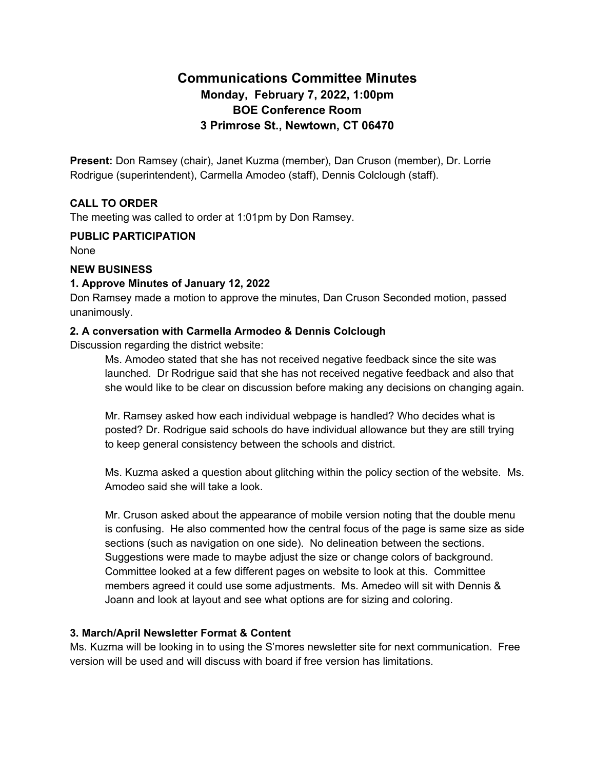# Communications Committee Minutes

## Monday, February 7, 2022, 1:00pm
## BOE Conference Room
## 3 Primrose St., Newtown, CT 06470

**Present:** Don Ramsey (chair), Janet Kuzma (member), Dan Cruson (member), Dr. Lorrie Rodrigue (superintendent), Carmella Amodeo (staff), Dennis Colclough (staff).

**CALL TO ORDER**

The meeting was called to order at 1:01pm by Don Ramsey.

**PUBLIC PARTICIPATION**

None

**NEW BUSINESS**

**1. Approve Minutes of January 12, 2022**

Don Ramsey made a motion to approve the minutes, Dan Cruson Seconded motion, passed unanimously.

**2. A conversation with Carmella Armodeo & Dennis Colclough**

Discussion regarding the district website:

> Ms. Amodeo stated that she has not received negative feedback since the site was launched. Dr Rodrigue said that she has not received negative feedback and also that she would like to be clear on discussion before making any decisions on changing again.
>
> Mr. Ramsey asked how each individual webpage is handled? Who decides what is posted? Dr. Rodrigue said schools do have individual allowance but they are still trying to keep general consistency between the schools and district.
>
> Ms. Kuzma asked a question about glitching within the policy section of the website. Ms. Amodeo said she will take a look.
>
> Mr. Cruson asked about the appearance of mobile version noting that the double menu is confusing. He also commented how the central focus of the page is same size as side sections (such as navigation on one side). No delineation between the sections. Suggestions were made to maybe adjust the size or change colors of background. Committee looked at a few different pages on website to look at this. Committee members agreed it could use some adjustments. Ms. Amedeo will sit with Dennis & Joann and look at layout and see what options are for sizing and coloring.

**3. March/April Newsletter Format & Content**

Ms. Kuzma will be looking in to using the S'mores newsletter site for next communication. Free version will be used and will discuss with board if free version has limitations.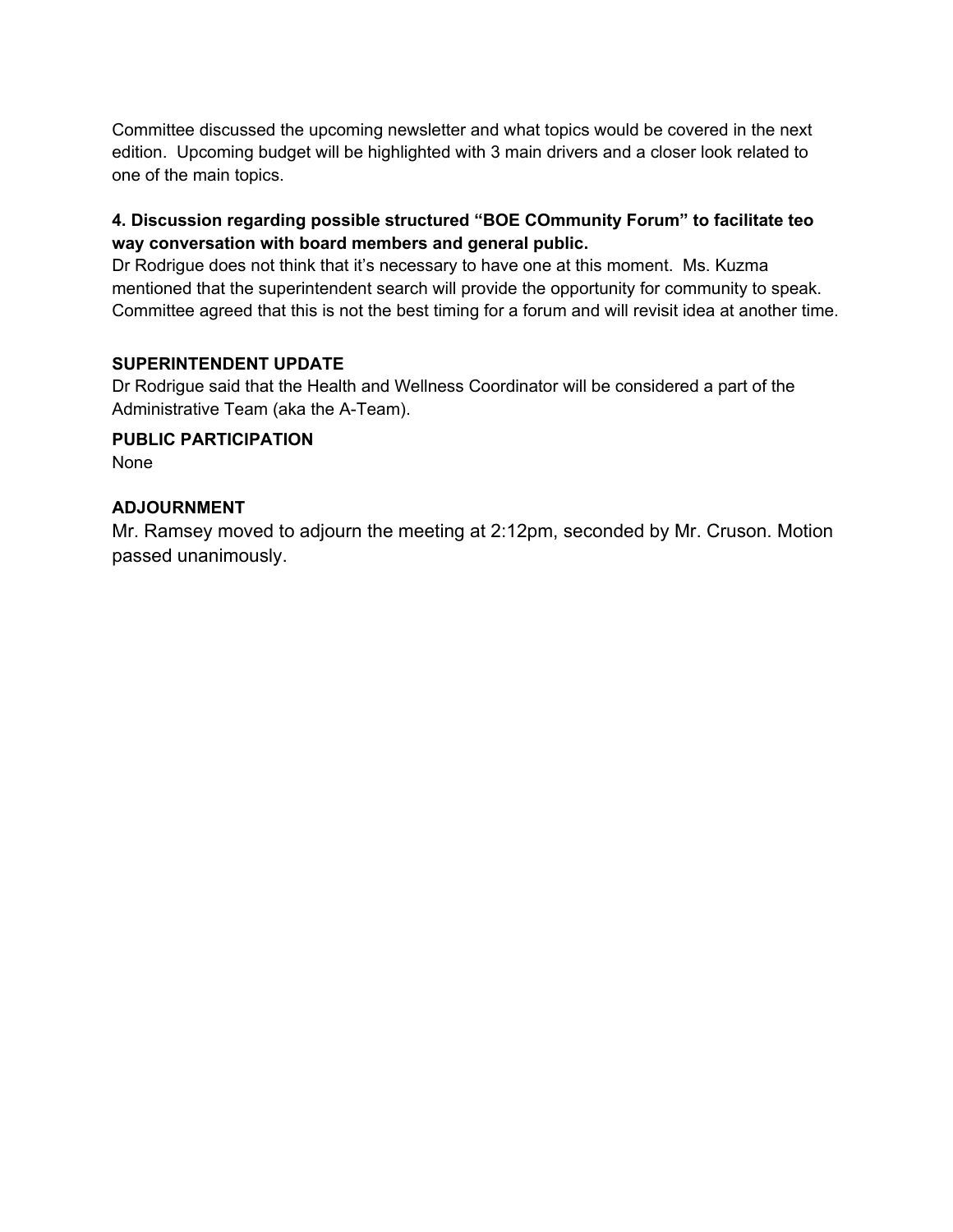Committee discussed the upcoming newsletter and what topics would be covered in the next edition. Upcoming budget will be highlighted with 3 main drivers and a closer look related to one of the main topics.

**4. Discussion regarding possible structured "BOE COmmunity Forum" to facilitate teo way conversation with board members and general public.**

Dr Rodrigue does not think that it's necessary to have one at this moment. Ms. Kuzma mentioned that the superintendent search will provide the opportunity for community to speak. Committee agreed that this is not the best timing for a forum and will revisit idea at another time.

**SUPERINTENDENT UPDATE**

Dr Rodrigue said that the Health and Wellness Coordinator will be considered a part of the Administrative Team (aka the A-Team).

**PUBLIC PARTICIPATION**

None

**ADJOURNMENT**

Mr. Ramsey moved to adjourn the meeting at 2:12pm, seconded by Mr. Cruson. Motion passed unanimously.